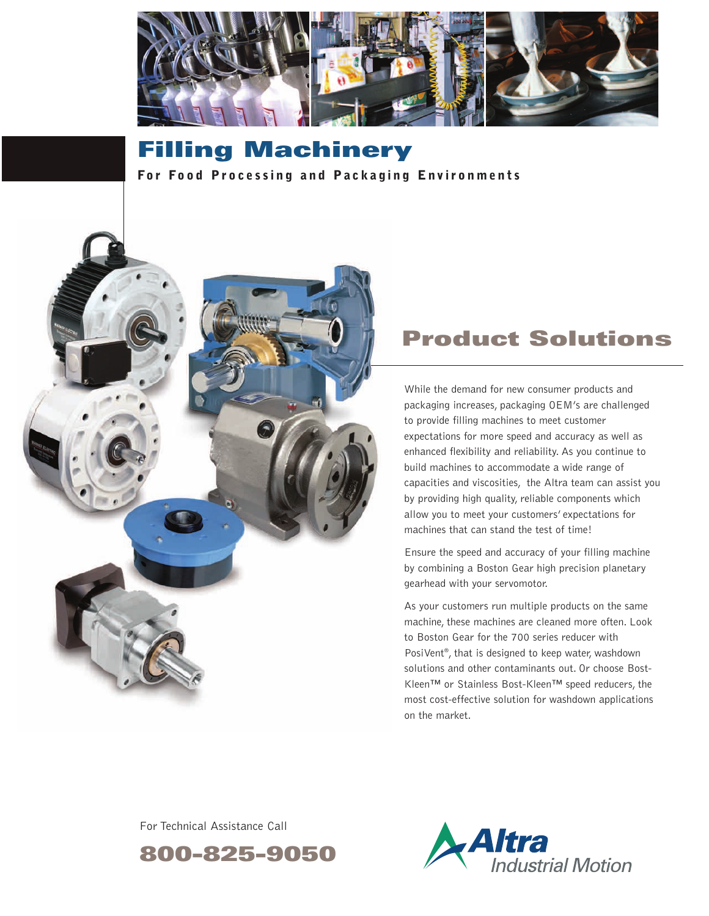# Filling Machinery

**For Food Processing and Packaging Environments**

## Product Solutions

While the demand for new consumer products and packaging increases, packaging OEM's are challenged to provide filling machines to meet customer expectations for more speed and accuracy as well as enhanced flexibility and reliability. As you continue to build machines to accommodate a wide range of capacities and viscosities, the Altra team can assist you by providing high quality, reliable components which allow you to meet your customers' expectations for machines that can stand the test of time!

Ensure the speed and accuracy of your filling machine by combining a Boston Gear high precision planetary gearhead with your servomotor.

As your customers run multiple products on the same machine, these machines are cleaned more often. Look to Boston Gear for the 700 series reducer with PosiVent®, that is designed to keep water, washdown solutions and other contaminants out. Or choose Bost-Kleen™ or Stainless Bost-Kleen™ speed reducers, the most cost-effective solution for washdown applications on the market.

For Technical Assistance Call

**800-825-9050**

Altra Industrial Motion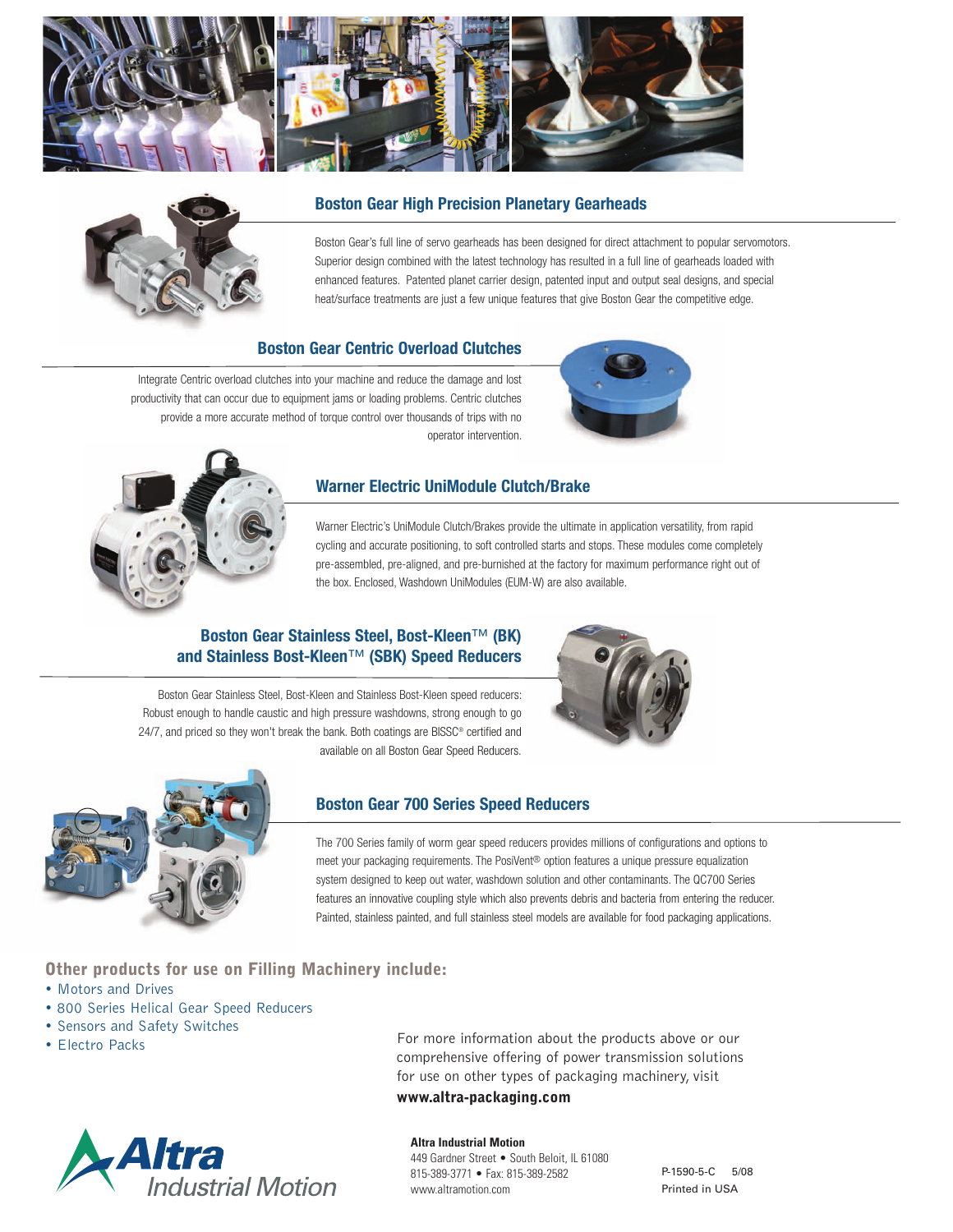## Boston Gear High Precision Planetary Gearheads

Boston Gear's full line of servo gearheads has been designed for direct attachment to popular servomotors. Superior design combined with the latest technology has resulted in a full line of gearheads loaded with enhanced features. Patented planet carrier design, patented input and output seal designs, and special heat/surface treatments are just a few unique features that give Boston Gear the competitive edge.

## Boston Gear Centric Overload Clutches

Integrate Centric overload clutches into your machine and reduce the damage and lost productivity that can occur due to equipment jams or loading problems. Centric clutches provide a more accurate method of torque control over thousands of trips with no operator intervention.

## Warner Electric UniModule Clutch/Brake

Warner Electric's UniModule Clutch/Brakes provide the ultimate in application versatility, from rapid cycling and accurate positioning, to soft controlled starts and stops. These modules come completely pre-assembled, pre-aligned, and pre-burnished at the factory for maximum performance right out of the box. Enclosed, Washdown UniModules (EUM-W) are also available.

## Boston Gear Stainless Steel, Bost-Kleen™ (BK) and Stainless Bost-Kleen™ (SBK) Speed Reducers

Boston Gear Stainless Steel, Bost-Kleen and Stainless Bost-Kleen speed reducers: Robust enough to handle caustic and high pressure washdowns, strong enough to go 24/7, and priced so they won't break the bank. Both coatings are BISSC® certified and available on all Boston Gear Speed Reducers.

## Boston Gear 700 Series Speed Reducers

The 700 Series family of worm gear speed reducers provides millions of configurations and options to meet your packaging requirements. The PosiVent® option features a unique pressure equalization system designed to keep out water, washdown solution and other contaminants. The QC700 Series features an innovative coupling style which also prevents debris and bacteria from entering the reducer. Painted, stainless painted, and full stainless steel models are available for food packaging applications.

### Other products for use on Filling Machinery include:

- Motors and Drives
- 800 Series Helical Gear Speed Reducers
- Sensors and Safety Switches
- Electro Packs

For more information about the products above or our comprehensive offering of power transmission solutions for use on other types of packaging machinery, visit **www.altra-packaging.com**

Altra Industrial Motion

**Altra Industrial Motion**
449 Gardner Street • South Beloit, IL 61080
815-389-3771 • Fax: 815-389-2582
www.altramotion.com

P-1590-5-C 5/08
Printed in USA